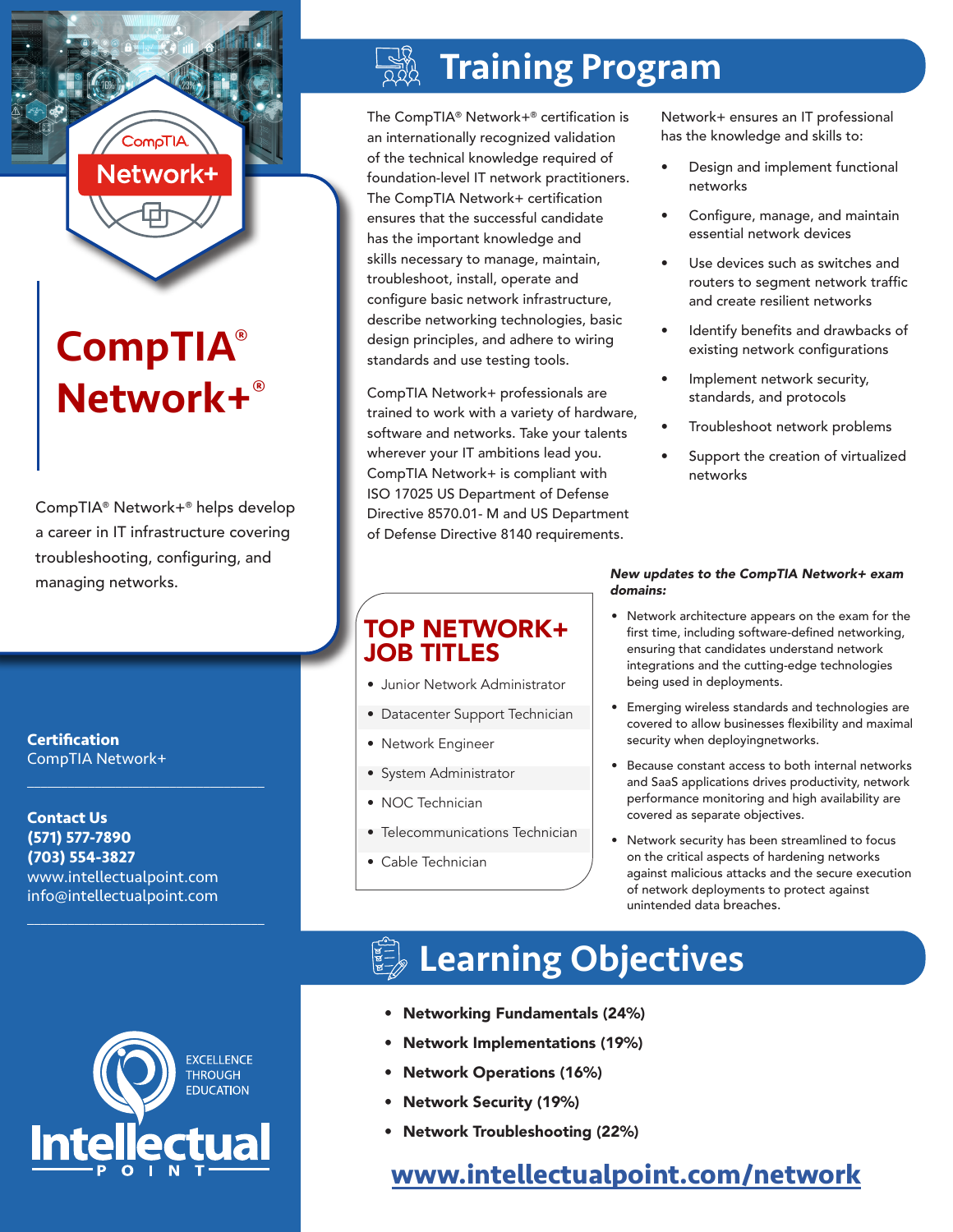# CompTIA® Network+®

CompTIA® Network+® helps develop a career in IT infrastructure covering troubleshooting, configuring, and managing networks.

**Certification**
CompTIA Network+

**Contact Us**
**(571) 577-7890**
**(703) 554-3827**
www.intellectualpoint.com
info@intellectualpoint.com

EXCELLENCE THROUGH EDUCATION

Intellectual POINT

## Training Program

The CompTIA® Network+® certification is an internationally recognized validation of the technical knowledge required of foundation-level IT network practitioners. The CompTIA Network+ certification ensures that the successful candidate has the important knowledge and skills necessary to manage, maintain, troubleshoot, install, operate and configure basic network infrastructure, describe networking technologies, basic design principles, and adhere to wiring standards and use testing tools.

CompTIA Network+ professionals are trained to work with a variety of hardware, software and networks. Take your talents wherever your IT ambitions lead you. CompTIA Network+ is compliant with ISO 17025 US Department of Defense Directive 8570.01- M and US Department of Defense Directive 8140 requirements.

Network+ ensures an IT professional has the knowledge and skills to:

- Design and implement functional networks
- Configure, manage, and maintain essential network devices
- Use devices such as switches and routers to segment network traffic and create resilient networks
- Identify benefits and drawbacks of existing network configurations
- Implement network security, standards, and protocols
- Troubleshoot network problems
- Support the creation of virtualized networks

### TOP NETWORK+ JOB TITLES

- Junior Network Administrator
- Datacenter Support Technician
- Network Engineer
- System Administrator
- NOC Technician
- Telecommunications Technician
- Cable Technician

***New updates to the CompTIA Network+ exam domains:***

- Network architecture appears on the exam for the first time, including software-defined networking, ensuring that candidates understand network integrations and the cutting-edge technologies being used in deployments.
- Emerging wireless standards and technologies are covered to allow businesses flexibility and maximal security when deployingnetworks.
- Because constant access to both internal networks and SaaS applications drives productivity, network performance monitoring and high availability are covered as separate objectives.
- Network security has been streamlined to focus on the critical aspects of hardening networks against malicious attacks and the secure execution of network deployments to protect against unintended data breaches.

## Learning Objectives

- **Networking Fundamentals (24%)**
- **Network Implementations (19%)**
- **Network Operations (16%)**
- **Network Security (19%)**
- **Network Troubleshooting (22%)**

**www.intellectualpoint.com/network**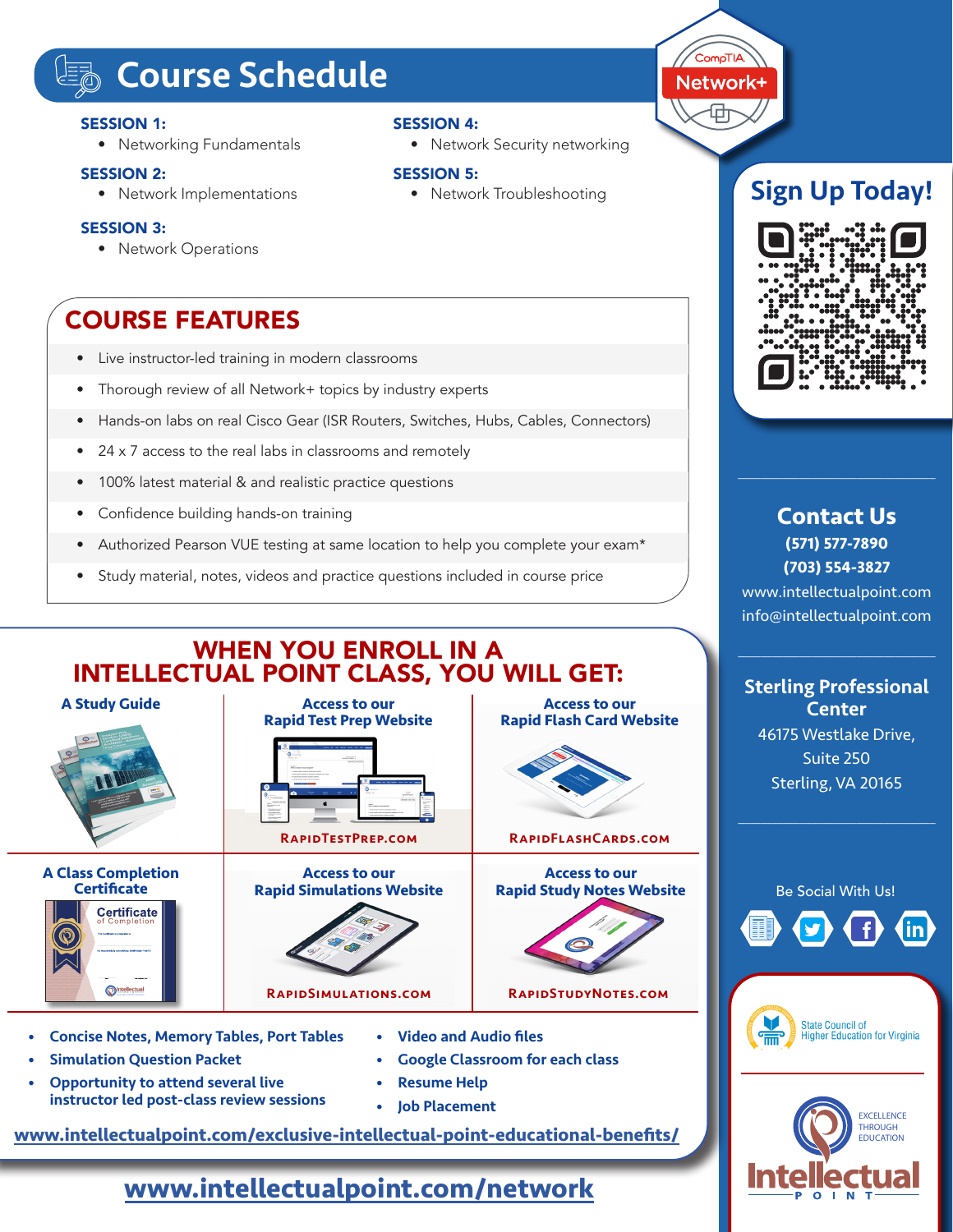# Course Schedule

**SESSION 1:**
- Networking Fundamentals

**SESSION 2:**
- Network Implementations

**SESSION 3:**
- Network Operations

**SESSION 4:**
- Network Security networking

**SESSION 5:**
- Network Troubleshooting

CompTIA Network+

## COURSE FEATURES

- Live instructor-led training in modern classrooms
- Thorough review of all Network+ topics by industry experts
- Hands-on labs on real Cisco Gear (ISR Routers, Switches, Hubs, Cables, Connectors)
- 24 x 7 access to the real labs in classrooms and remotely
- 100% latest material & and realistic practice questions
- Confidence building hands-on training
- Authorized Pearson VUE testing at same location to help you complete your exam*
- Study material, notes, videos and practice questions included in course price

## WHEN YOU ENROLL IN A INTELLECTUAL POINT CLASS, YOU WILL GET:

**A Study Guide**

**Access to our Rapid Test Prep Website**
RAPIDTESTPREP.COM

**Access to our Rapid Flash Card Website**
RAPIDFLASHCARDS.COM

**A Class Completion Certificate**

**Access to our Rapid Simulations Website**
RAPIDSIMULATIONS.COM

**Access to our Rapid Study Notes Website**
RAPIDSTUDYNOTES.COM

- Concise Notes, Memory Tables, Port Tables
- Simulation Question Packet
- Opportunity to attend several live instructor led post-class review sessions
- Video and Audio files
- Google Classroom for each class
- Resume Help
- Job Placement

www.intellectualpoint.com/exclusive-intellectual-point-educational-benefits/

## Sign Up Today!

## Contact Us
**(571) 577-7890**
**(703) 554-3827**
www.intellectualpoint.com
info@intellectualpoint.com

**Sterling Professional Center**
46175 Westlake Drive,
Suite 250
Sterling, VA 20165

Be Social With Us!

State Council of Higher Education for Virginia

EXCELLENCE THROUGH EDUCATION
Intellectual POINT

**www.intellectualpoint.com/network**